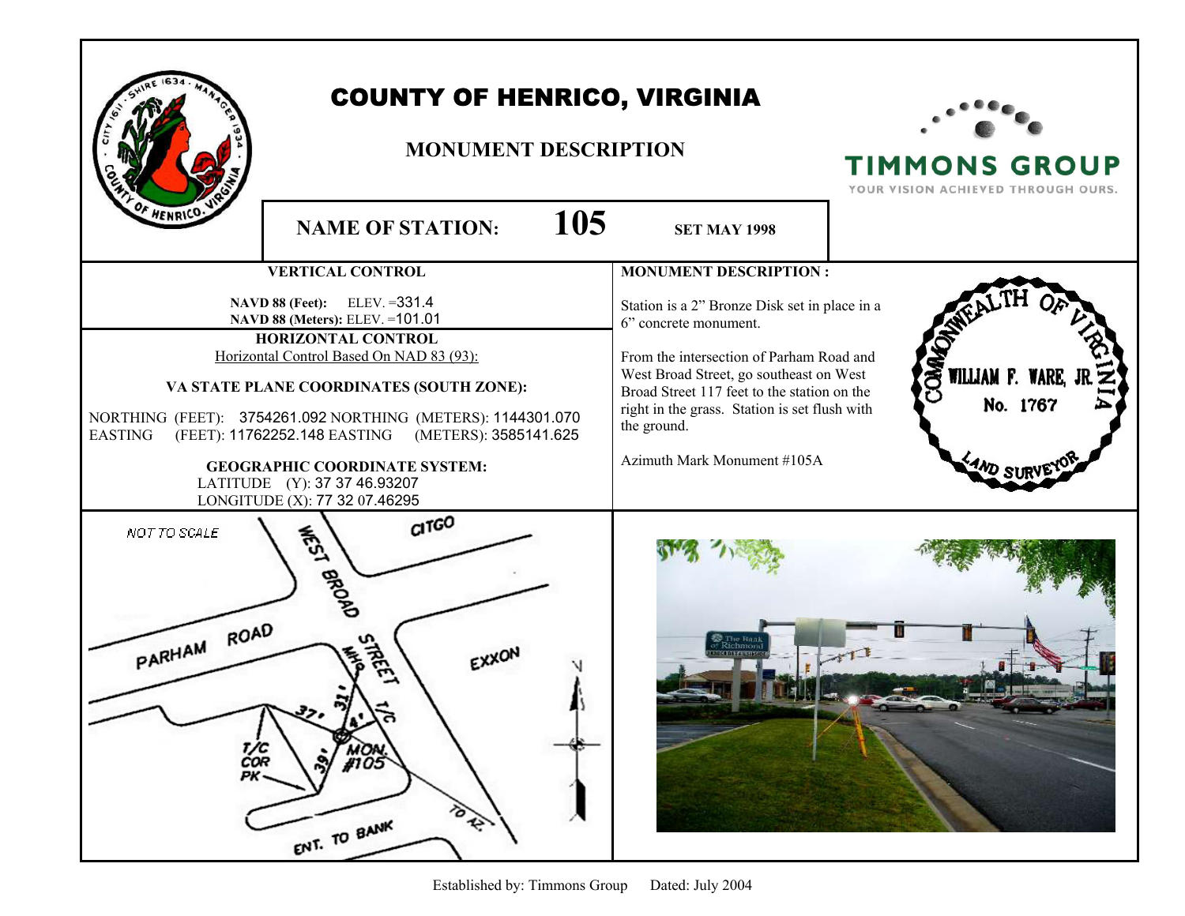# COUNTY OF HENRICO, VIRGINIA

## MONUMENT DESCRIPTION

TIMMONS GROUP
YOUR VISION ACHIEVED THROUGH OURS.

**NAME OF STATION: 105** **SET MAY 1998**

**VERTICAL CONTROL**

**NAVD 88 (Feet):** ELEV. =331.4
**NAVD 88 (Meters):** ELEV. =101.01

**HORIZONTAL CONTROL**

Horizontal Control Based On NAD 83 (93):

**VA STATE PLANE COORDINATES (SOUTH ZONE):**

NORTHING (FEET): 3754261.092 NORTHING (METERS): 1144301.070
EASTING (FEET): 11762252.148 EASTING (METERS): 3585141.625

**GEOGRAPHIC COORDINATE SYSTEM:**

LATITUDE (Y): 37 37 46.93207
LONGITUDE (X): 77 32 07.46295

**MONUMENT DESCRIPTION :**

Station is a 2" Bronze Disk set in place in a 6" concrete monument.

From the intersection of Parham Road and West Broad Street, go southeast on West Broad Street 117 feet to the station on the right in the grass. Station is set flush with the ground.

Azimuth Mark Monument #105A

COMMONWEALTH OF VIRGINIA
WILLIAM F. WARE, JR.
No. 1767
LAND SURVEYOR

NOT TO SCALE

CITGO
WEST BROAD STREET
PARHAM ROAD
EXXON
MHG
T/C
37'
31'
4'
39'
MON. #105
T/C COR PK
TO AZ.
ENT. TO BANK

Established by: Timmons Group Dated: July 2004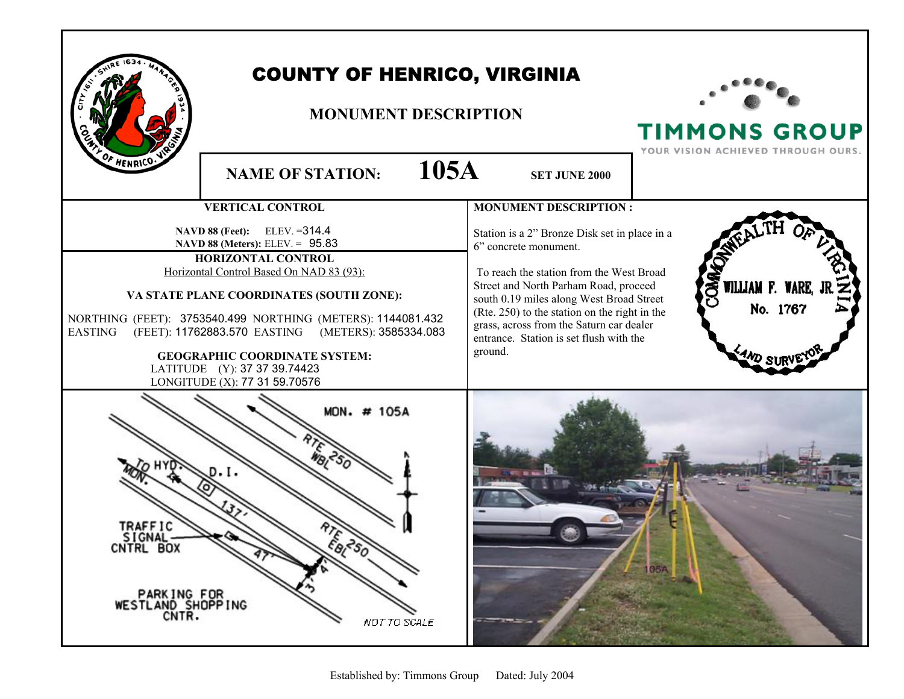# COUNTY OF HENRICO, VIRGINIA

## MONUMENT DESCRIPTION

TIMMONS GROUP
YOUR VISION ACHIEVED THROUGH OURS.

**NAME OF STATION:** **105A** **SET JUNE 2000**

### VERTICAL CONTROL

**NAVD 88 (Feet):** ELEV. =314.4
**NAVD 88 (Meters):** ELEV. = 95.83

### HORIZONTAL CONTROL

Horizontal Control Based On NAD 83 (93):

**VA STATE PLANE COORDINATES (SOUTH ZONE):**

NORTHING (FEET): 3753540.499 NORTHING (METERS): 1144081.432
EASTING (FEET): 11762883.570 EASTING (METERS): 3585334.083

**GEOGRAPHIC COORDINATE SYSTEM:**

LATITUDE (Y): 37 37 39.74423
LONGITUDE (X): 77 31 59.70576

### MONUMENT DESCRIPTION :

Station is a 2" Bronze Disk set in place in a 6" concrete monument.

To reach the station from the West Broad Street and North Parham Road, proceed south 0.19 miles along West Broad Street (Rte. 250) to the station on the right in the grass, across from the Saturn car dealer entrance. Station is set flush with the ground.

COMMONWEALTH OF VIRGINIA
WILLIAM F. WARE, JR.
No. 1767
LAND SURVEYOR

MON. # 105A
RTE 250 WBL
RTE 250 EBL
TO HYD. MON.
D.I.
137'
47'
4'
3'
TRAFFIC SIGNAL CNTRL BOX
PARKING FOR WESTLAND SHOPPING CNTR.
NOT TO SCALE

105A

Established by: Timmons Group Dated: July 2004